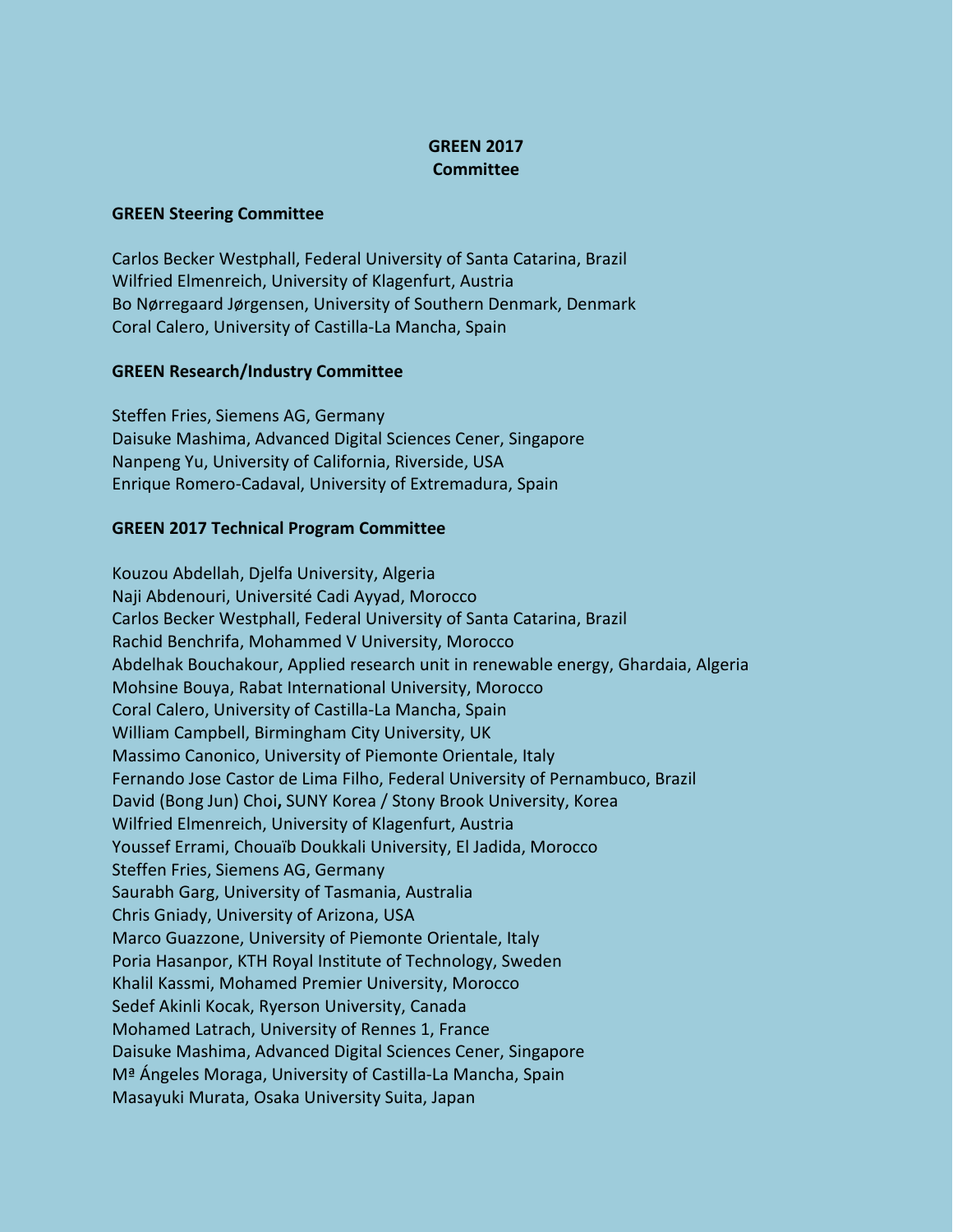# GREEN 2017
# Committee

## GREEN Steering Committee

Carlos Becker Westphall, Federal University of Santa Catarina, Brazil
Wilfried Elmenreich, University of Klagenfurt, Austria
Bo Nørregaard Jørgensen, University of Southern Denmark, Denmark
Coral Calero, University of Castilla-La Mancha, Spain

## GREEN Research/Industry Committee

Steffen Fries, Siemens AG, Germany
Daisuke Mashima, Advanced Digital Sciences Cener, Singapore
Nanpeng Yu, University of California, Riverside, USA
Enrique Romero-Cadaval, University of Extremadura, Spain

## GREEN 2017 Technical Program Committee

Kouzou Abdellah, Djelfa University, Algeria
Naji Abdenouri, Université Cadi Ayyad, Morocco
Carlos Becker Westphall, Federal University of Santa Catarina, Brazil
Rachid Benchrifa, Mohammed V University, Morocco
Abdelhak Bouchakour, Applied research unit in renewable energy, Ghardaia, Algeria
Mohsine Bouya, Rabat International University, Morocco
Coral Calero, University of Castilla-La Mancha, Spain
William Campbell, Birmingham City University, UK
Massimo Canonico, University of Piemonte Orientale, Italy
Fernando Jose Castor de Lima Filho, Federal University of Pernambuco, Brazil
David (Bong Jun) Choi**,** SUNY Korea / Stony Brook University, Korea
Wilfried Elmenreich, University of Klagenfurt, Austria
Youssef Errami, Chouaïb Doukkali University, El Jadida, Morocco
Steffen Fries, Siemens AG, Germany
Saurabh Garg, University of Tasmania, Australia
Chris Gniady, University of Arizona, USA
Marco Guazzone, University of Piemonte Orientale, Italy
Poria Hasanpor, KTH Royal Institute of Technology, Sweden
Khalil Kassmi, Mohamed Premier University, Morocco
Sedef Akinli Kocak, Ryerson University, Canada
Mohamed Latrach, University of Rennes 1, France
Daisuke Mashima, Advanced Digital Sciences Cener, Singapore
Mª Ángeles Moraga, University of Castilla-La Mancha, Spain
Masayuki Murata, Osaka University Suita, Japan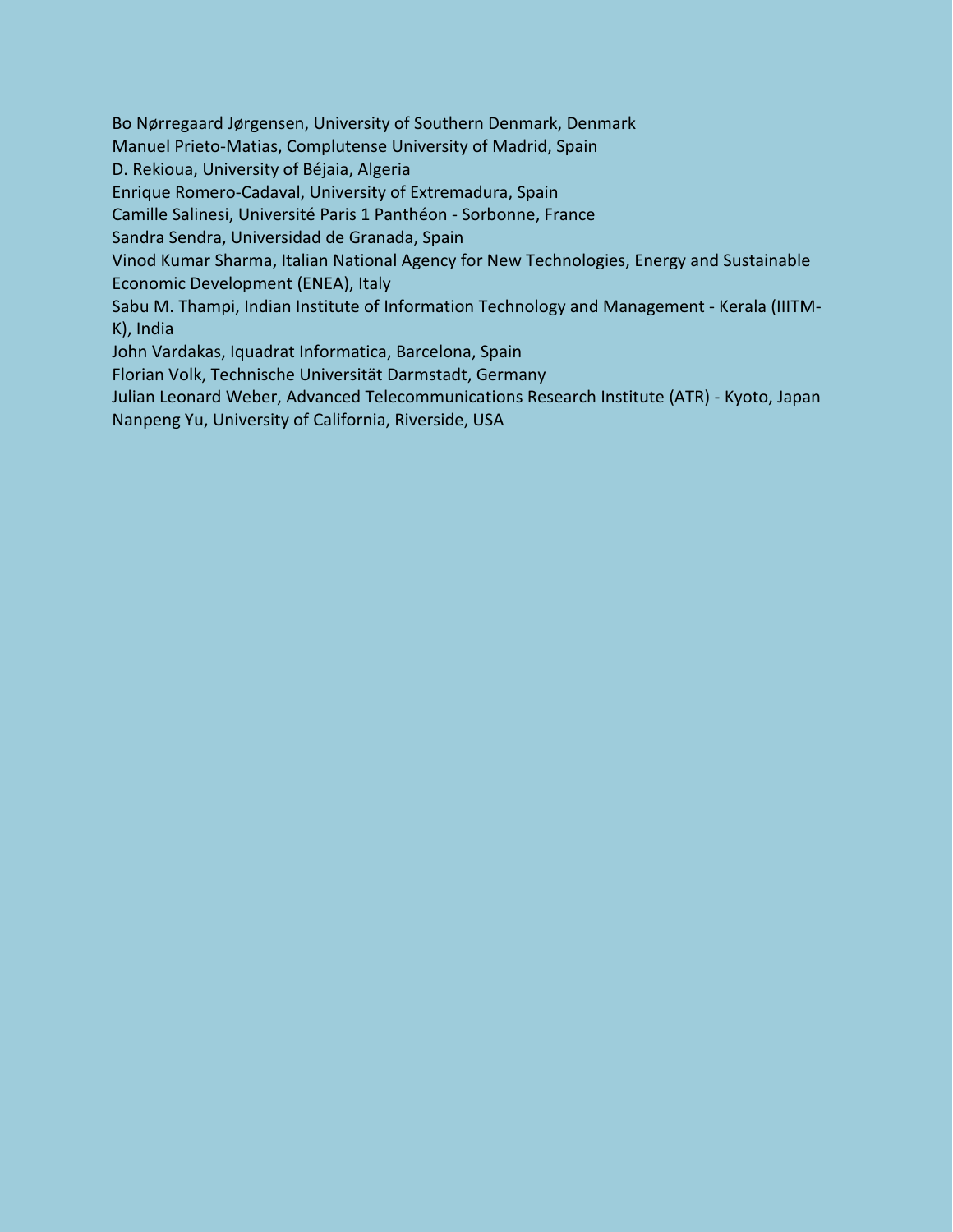Bo Nørregaard Jørgensen, University of Southern Denmark, Denmark
Manuel Prieto-Matias, Complutense University of Madrid, Spain
D. Rekioua, University of Béjaia, Algeria
Enrique Romero-Cadaval, University of Extremadura, Spain
Camille Salinesi, Université Paris 1 Panthéon - Sorbonne, France
Sandra Sendra, Universidad de Granada, Spain
Vinod Kumar Sharma, Italian National Agency for New Technologies, Energy and Sustainable Economic Development (ENEA), Italy
Sabu M. Thampi, Indian Institute of Information Technology and Management - Kerala (IIITM-K), India
John Vardakas, Iquadrat Informatica, Barcelona, Spain
Florian Volk, Technische Universität Darmstadt, Germany
Julian Leonard Weber, Advanced Telecommunications Research Institute (ATR) - Kyoto, Japan
Nanpeng Yu, University of California, Riverside, USA